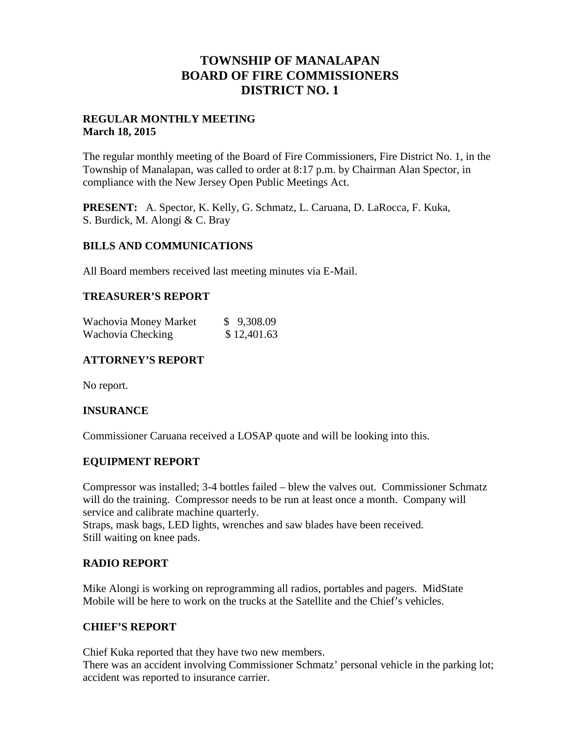# TOWNSHIP OF MANALAPAN
# BOARD OF FIRE COMMISSIONERS
# DISTRICT NO. 1

**REGULAR MONTHLY MEETING**
**March 18, 2015**

The regular monthly meeting of the Board of Fire Commissioners, Fire District No. 1, in the Township of Manalapan, was called to order at 8:17 p.m. by Chairman Alan Spector, in compliance with the New Jersey Open Public Meetings Act.

**PRESENT:** A. Spector, K. Kelly, G. Schmatz, L. Caruana, D. LaRocca, F. Kuka, S. Burdick, M. Alongi & C. Bray

## BILLS AND COMMUNICATIONS

All Board members received last meeting minutes via E-Mail.

## TREASURER'S REPORT

| | |
|---|---|
| Wachovia Money Market | $ 9,308.09 |
| Wachovia Checking | $ 12,401.63 |

## ATTORNEY'S REPORT

No report.

## INSURANCE

Commissioner Caruana received a LOSAP quote and will be looking into this.

## EQUIPMENT REPORT

Compressor was installed; 3-4 bottles failed – blew the valves out. Commissioner Schmatz will do the training. Compressor needs to be run at least once a month. Company will service and calibrate machine quarterly.
Straps, mask bags, LED lights, wrenches and saw blades have been received.
Still waiting on knee pads.

## RADIO REPORT

Mike Alongi is working on reprogramming all radios, portables and pagers. MidState Mobile will be here to work on the trucks at the Satellite and the Chief's vehicles.

## CHIEF'S REPORT

Chief Kuka reported that they have two new members.
There was an accident involving Commissioner Schmatz' personal vehicle in the parking lot; accident was reported to insurance carrier.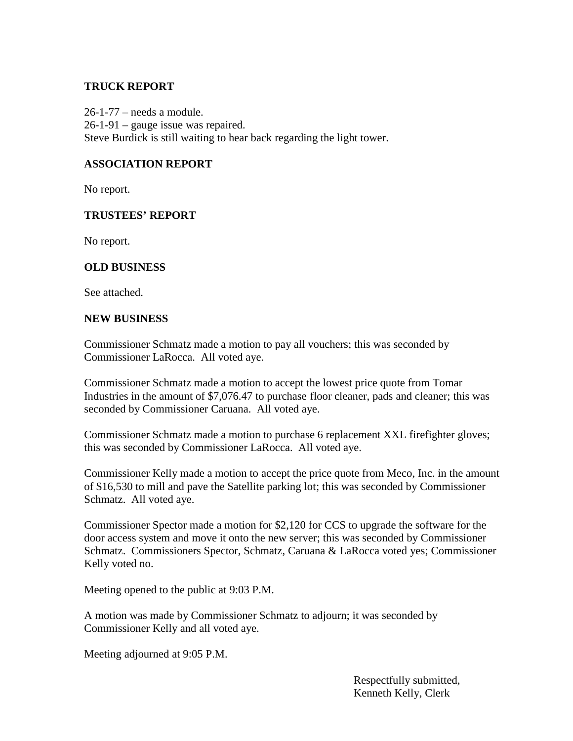**TRUCK REPORT**

26-1-77 – needs a module.
26-1-91 – gauge issue was repaired.
Steve Burdick is still waiting to hear back regarding the light tower.

**ASSOCIATION REPORT**

No report.

**TRUSTEES' REPORT**

No report.

**OLD BUSINESS**

See attached.

**NEW BUSINESS**

Commissioner Schmatz made a motion to pay all vouchers; this was seconded by Commissioner LaRocca. All voted aye.

Commissioner Schmatz made a motion to accept the lowest price quote from Tomar Industries in the amount of $7,076.47 to purchase floor cleaner, pads and cleaner; this was seconded by Commissioner Caruana. All voted aye.

Commissioner Schmatz made a motion to purchase 6 replacement XXL firefighter gloves; this was seconded by Commissioner LaRocca. All voted aye.

Commissioner Kelly made a motion to accept the price quote from Meco, Inc. in the amount of $16,530 to mill and pave the Satellite parking lot; this was seconded by Commissioner Schmatz. All voted aye.

Commissioner Spector made a motion for $2,120 for CCS to upgrade the software for the door access system and move it onto the new server; this was seconded by Commissioner Schmatz. Commissioners Spector, Schmatz, Caruana & LaRocca voted yes; Commissioner Kelly voted no.

Meeting opened to the public at 9:03 P.M.

A motion was made by Commissioner Schmatz to adjourn; it was seconded by Commissioner Kelly and all voted aye.

Meeting adjourned at 9:05 P.M.

Respectfully submitted,
Kenneth Kelly, Clerk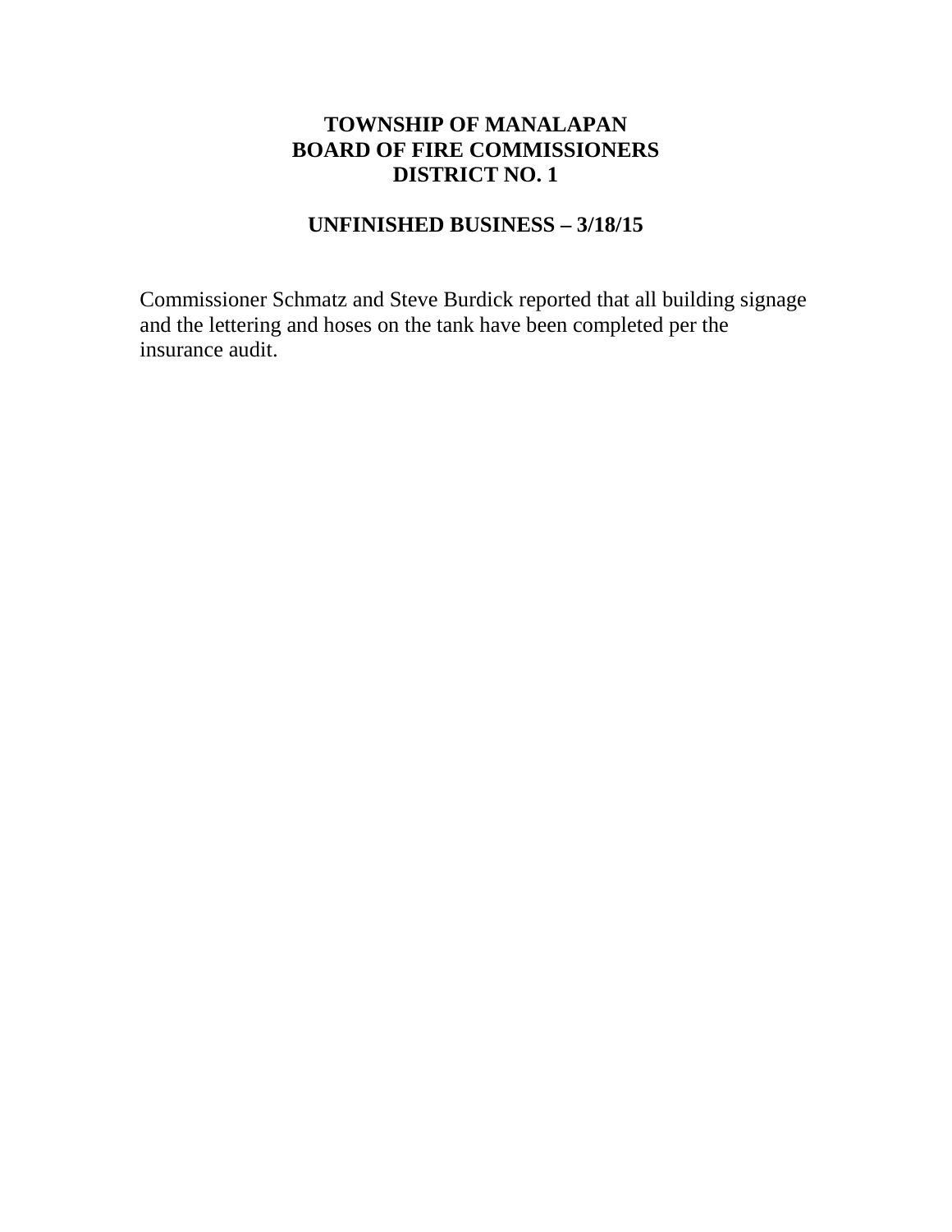**TOWNSHIP OF MANALAPAN**
**BOARD OF FIRE COMMISSIONERS**
**DISTRICT NO. 1**

**UNFINISHED BUSINESS – 3/18/15**

Commissioner Schmatz and Steve Burdick reported that all building signage and the lettering and hoses on the tank have been completed per the insurance audit.